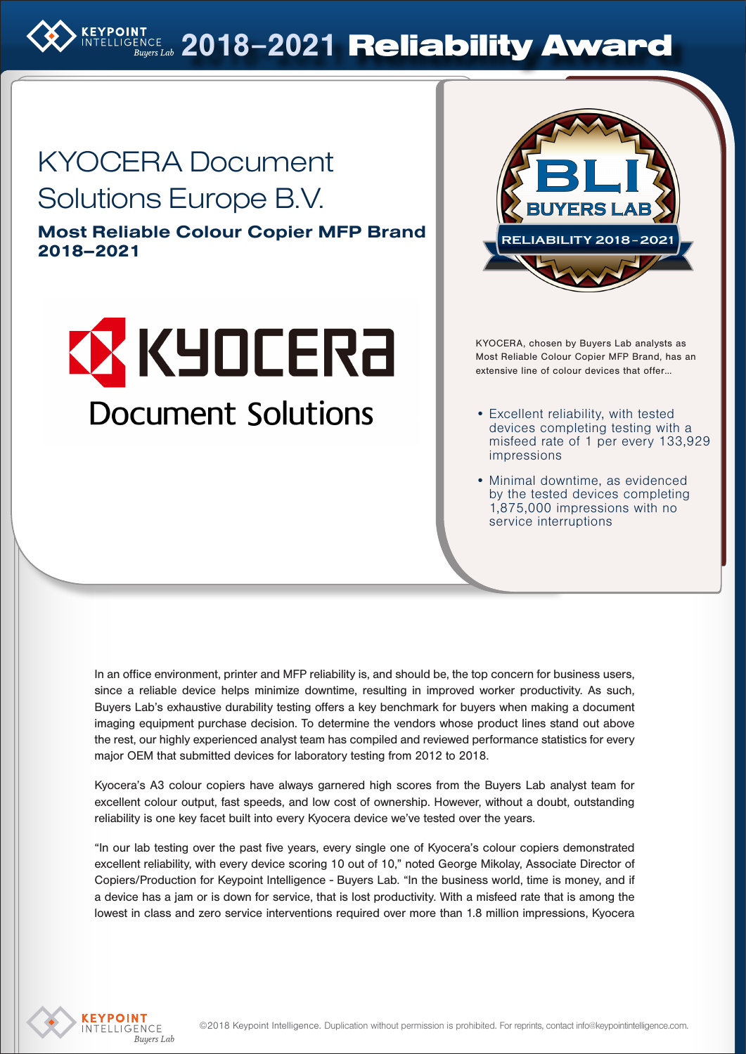# 2018–2021 Reliability Award

## KYOCERA Document Solutions Europe B.V.

**Most Reliable Colour Copier MFP Brand 2018–2021**

KYOCERA, chosen by Buyers Lab analysts as Most Reliable Colour Copier MFP Brand, has an extensive line of colour devices that offer...

- Excellent reliability, with tested devices completing testing with a misfeed rate of 1 per every 133,929 impressions
- Minimal downtime, as evidenced by the tested devices completing 1,875,000 impressions with no service interruptions

In an office environment, printer and MFP reliability is, and should be, the top concern for business users, since a reliable device helps minimize downtime, resulting in improved worker productivity. As such, Buyers Lab's exhaustive durability testing offers a key benchmark for buyers when making a document imaging equipment purchase decision. To determine the vendors whose product lines stand out above the rest, our highly experienced analyst team has compiled and reviewed performance statistics for every major OEM that submitted devices for laboratory testing from 2012 to 2018.

Kyocera's A3 colour copiers have always garnered high scores from the Buyers Lab analyst team for excellent colour output, fast speeds, and low cost of ownership. However, without a doubt, outstanding reliability is one key facet built into every Kyocera device we've tested over the years.

"In our lab testing over the past five years, every single one of Kyocera's colour copiers demonstrated excellent reliability, with every device scoring 10 out of 10," noted George Mikolay, Associate Director of Copiers/Production for Keypoint Intelligence - Buyers Lab. "In the business world, time is money, and if a device has a jam or is down for service, that is lost productivity. With a misfeed rate that is among the lowest in class and zero service interventions required over more than 1.8 million impressions, Kyocera

©2018 Keypoint Intelligence. Duplication without permission is prohibited. For reprints, contact info@keypointintelligence.com.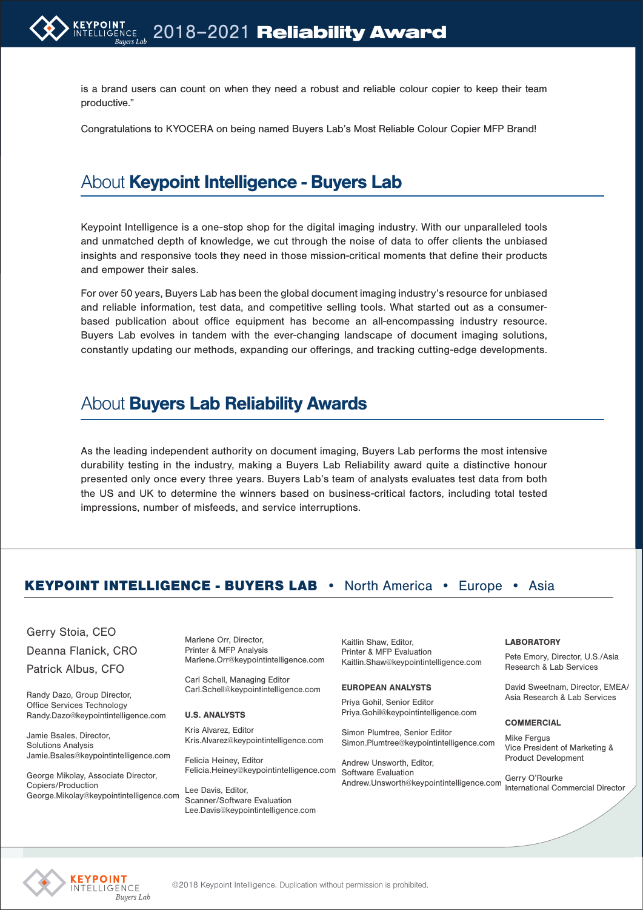is a brand users can count on when they need a robust and reliable colour copier to keep their team productive."

Congratulations to KYOCERA on being named Buyers Lab's Most Reliable Colour Copier MFP Brand!

## About **Keypoint Intelligence - Buyers Lab**

Keypoint Intelligence is a one-stop shop for the digital imaging industry. With our unparalleled tools and unmatched depth of knowledge, we cut through the noise of data to offer clients the unbiased insights and responsive tools they need in those mission-critical moments that define their products and empower their sales.

For over 50 years, Buyers Lab has been the global document imaging industry's resource for unbiased and reliable information, test data, and competitive selling tools. What started out as a consumer-based publication about office equipment has become an all-encompassing industry resource. Buyers Lab evolves in tandem with the ever-changing landscape of document imaging solutions, constantly updating our methods, expanding our offerings, and tracking cutting-edge developments.

## About **Buyers Lab Reliability Awards**

As the leading independent authority on document imaging, Buyers Lab performs the most intensive durability testing in the industry, making a Buyers Lab Reliability award quite a distinctive honour presented only once every three years. Buyers Lab's team of analysts evaluates test data from both the US and UK to determine the winners based on business-critical factors, including total tested impressions, number of misfeeds, and service interruptions.

## **KEYPOINT INTELLIGENCE - BUYERS LAB** • North America • Europe • Asia

Gerry Stoia, CEO
Deanna Flanick, CRO
Patrick Albus, CFO

Randy Dazo, Group Director,
Office Services Technology
Randy.Dazo@keypointintelligence.com

Jamie Bsales, Director,
Solutions Analysis
Jamie.Bsales@keypointintelligence.com

George Mikolay, Associate Director,
Copiers/Production
George.Mikolay@keypointintelligence.com

Marlene Orr, Director,
Printer & MFP Analysis
Marlene.Orr@keypointintelligence.com

Carl Schell, Managing Editor
Carl.Schell@keypointintelligence.com

**U.S. ANALYSTS**

Kris Alvarez, Editor
Kris.Alvarez@keypointintelligence.com

Felicia Heiney, Editor
Felicia.Heiney@keypointintelligence.com

Lee Davis, Editor,
Scanner/Software Evaluation
Lee.Davis@keypointintelligence.com

Kaitlin Shaw, Editor,
Printer & MFP Evaluation
Kaitlin.Shaw@keypointintelligence.com

**EUROPEAN ANALYSTS**

Priya Gohil, Senior Editor
Priya.Gohil@keypointintelligence.com

Simon Plumtree, Senior Editor
Simon.Plumtree@keypointintelligence.com

Andrew Unsworth, Editor,
Software Evaluation
Andrew.Unsworth@keypointintelligence.com

**LABORATORY**

Pete Emory, Director, U.S./Asia
Research & Lab Services

David Sweetnam, Director, EMEA/
Asia Research & Lab Services

**COMMERCIAL**

Mike Fergus
Vice President of Marketing &
Product Development

Gerry O'Rourke
International Commercial Director

©2018 Keypoint Intelligence. Duplication without permission is prohibited.